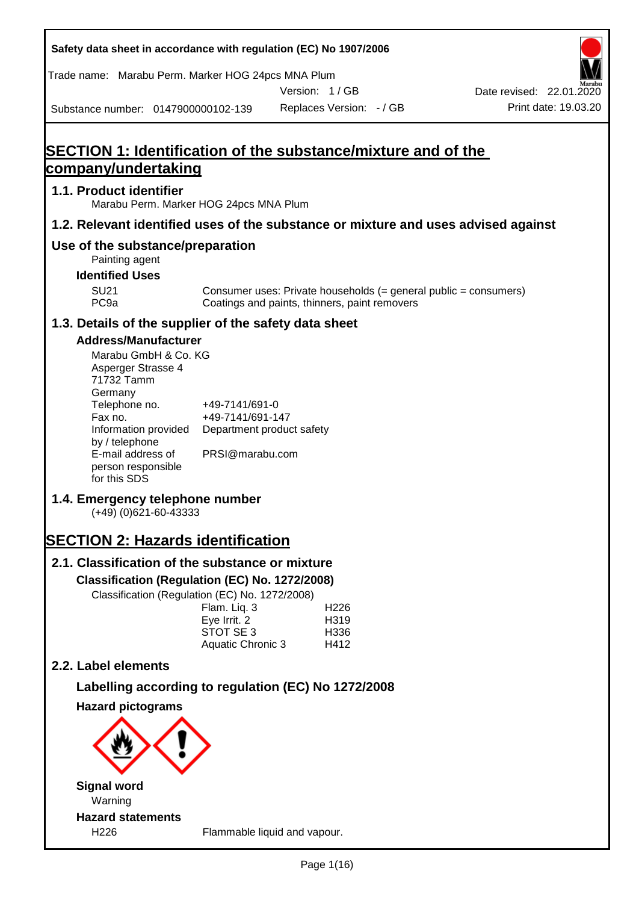Safety data sheet in accordance with regulation (EC) No 1907/2006

Trade name: Marabu Perm. Marker HOG 24pcs MNA Plum

Version: 1 / GB

Date revised: 22.01.2020

Substance number: 0147900000102-139

Replaces Version: - / GB

Print date: 19.03.20

# SECTION 1: Identification of the substance/mixture and of the company/undertaking

## 1.1. Product identifier

Marabu Perm. Marker HOG 24pcs MNA Plum

## 1.2. Relevant identified uses of the substance or mixture and uses advised against

## Use of the substance/preparation

Painting agent

### Identified Uses

| | |
|---|---|
| SU21 | Consumer uses: Private households (= general public = consumers) |
| PC9a | Coatings and paints, thinners, paint removers |

## 1.3. Details of the supplier of the safety data sheet

### Address/Manufacturer

Marabu GmbH & Co. KG
Asperger Strasse 4
71732 Tamm
Germany

| | |
|---|---|
| Telephone no. | +49-7141/691-0 |
| Fax no. | +49-7141/691-147 |
| Information provided by / telephone | Department product safety |
| E-mail address of person responsible for this SDS | PRSI@marabu.com |

## 1.4. Emergency telephone number

(+49) (0)621-60-43333

# SECTION 2: Hazards identification

## 2.1. Classification of the substance or mixture

### Classification (Regulation (EC) No. 1272/2008)

Classification (Regulation (EC) No. 1272/2008)

| | |
|---|---|
| Flam. Liq. 3 | H226 |
| Eye Irrit. 2 | H319 |
| STOT SE 3 | H336 |
| Aquatic Chronic 3 | H412 |

## 2.2. Label elements

### Labelling according to regulation (EC) No 1272/2008

### Hazard pictograms

### Signal word

Warning

### Hazard statements

| | |
|---|---|
| H226 | Flammable liquid and vapour. |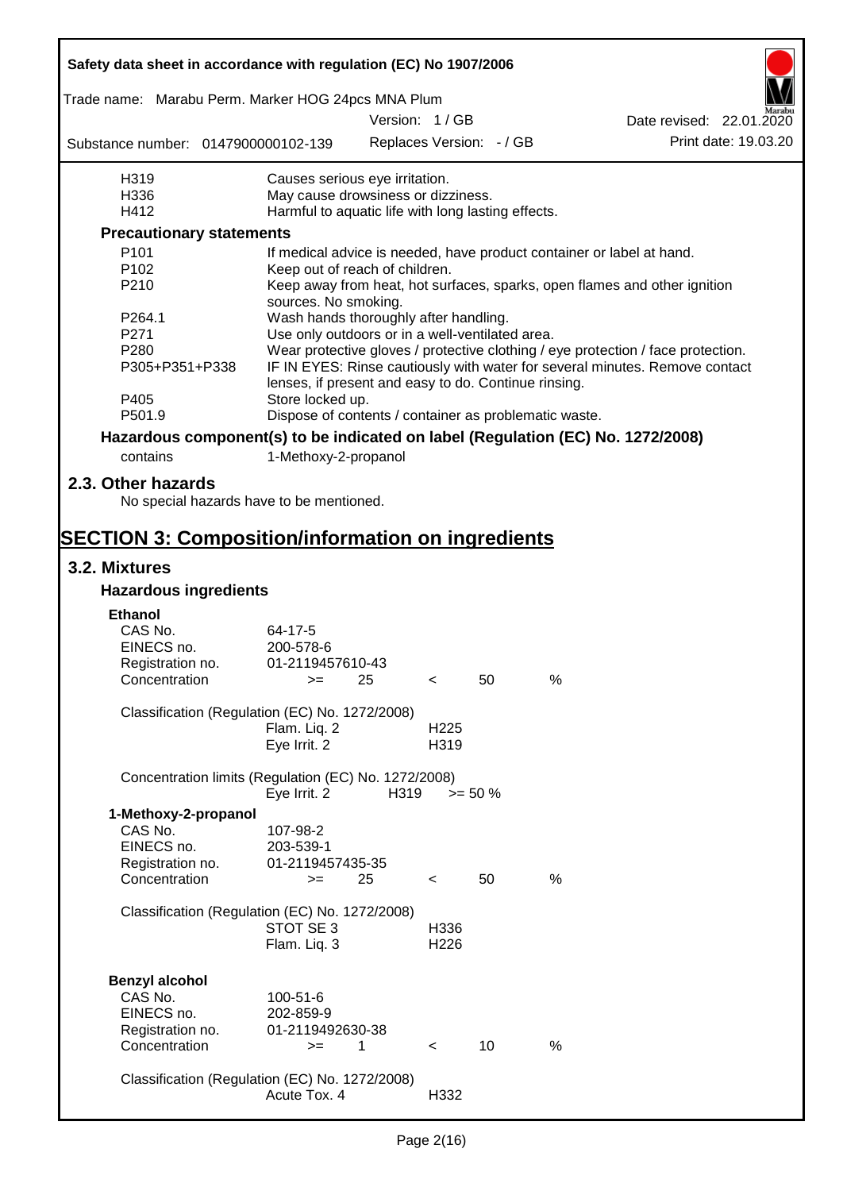| | |
|---|---|
| H319 | Causes serious eye irritation. |
| H336 | May cause drowsiness or dizziness. |
| H412 | Harmful to aquatic life with long lasting effects. |

**Precautionary statements**

| | |
|---|---|
| P101 | If medical advice is needed, have product container or label at hand. |
| P102 | Keep out of reach of children. |
| P210 | Keep away from heat, hot surfaces, sparks, open flames and other ignition sources. No smoking. |
| P264.1 | Wash hands thoroughly after handling. |
| P271 | Use only outdoors or in a well-ventilated area. |
| P280 | Wear protective gloves / protective clothing / eye protection / face protection. |
| P305+P351+P338 | IF IN EYES: Rinse cautiously with water for several minutes. Remove contact lenses, if present and easy to do. Continue rinsing. |
| P405 | Store locked up. |
| P501.9 | Dispose of contents / container as problematic waste. |

**Hazardous component(s) to be indicated on label (Regulation (EC) No. 1272/2008)**

contains 1-Methoxy-2-propanol

## 2.3. Other hazards

No special hazards have to be mentioned.

# SECTION 3: Composition/information on ingredients

## 3.2. Mixtures

### Hazardous ingredients

**Ethanol**

| | |
|---|---|
| CAS No. | 64-17-5 |
| EINECS no. | 200-578-6 |
| Registration no. | 01-2119457610-43 |
| Concentration | >= 25 < 50 % |

Classification (Regulation (EC) No. 1272/2008)

| | |
|---|---|
| Flam. Liq. 2 | H225 |
| Eye Irrit. 2 | H319 |

Concentration limits (Regulation (EC) No. 1272/2008)

| | | |
|---|---|---|
| Eye Irrit. 2 | H319 | >= 50 % |

**1-Methoxy-2-propanol**

| | |
|---|---|
| CAS No. | 107-98-2 |
| EINECS no. | 203-539-1 |
| Registration no. | 01-2119457435-35 |
| Concentration | >= 25 < 50 % |

Classification (Regulation (EC) No. 1272/2008)

| | |
|---|---|
| STOT SE 3 | H336 |
| Flam. Liq. 3 | H226 |

**Benzyl alcohol**

| | |
|---|---|
| CAS No. | 100-51-6 |
| EINECS no. | 202-859-9 |
| Registration no. | 01-2119492630-38 |
| Concentration | >= 1 < 10 % |

Classification (Regulation (EC) No. 1272/2008)

| | |
|---|---|
| Acute Tox. 4 | H332 |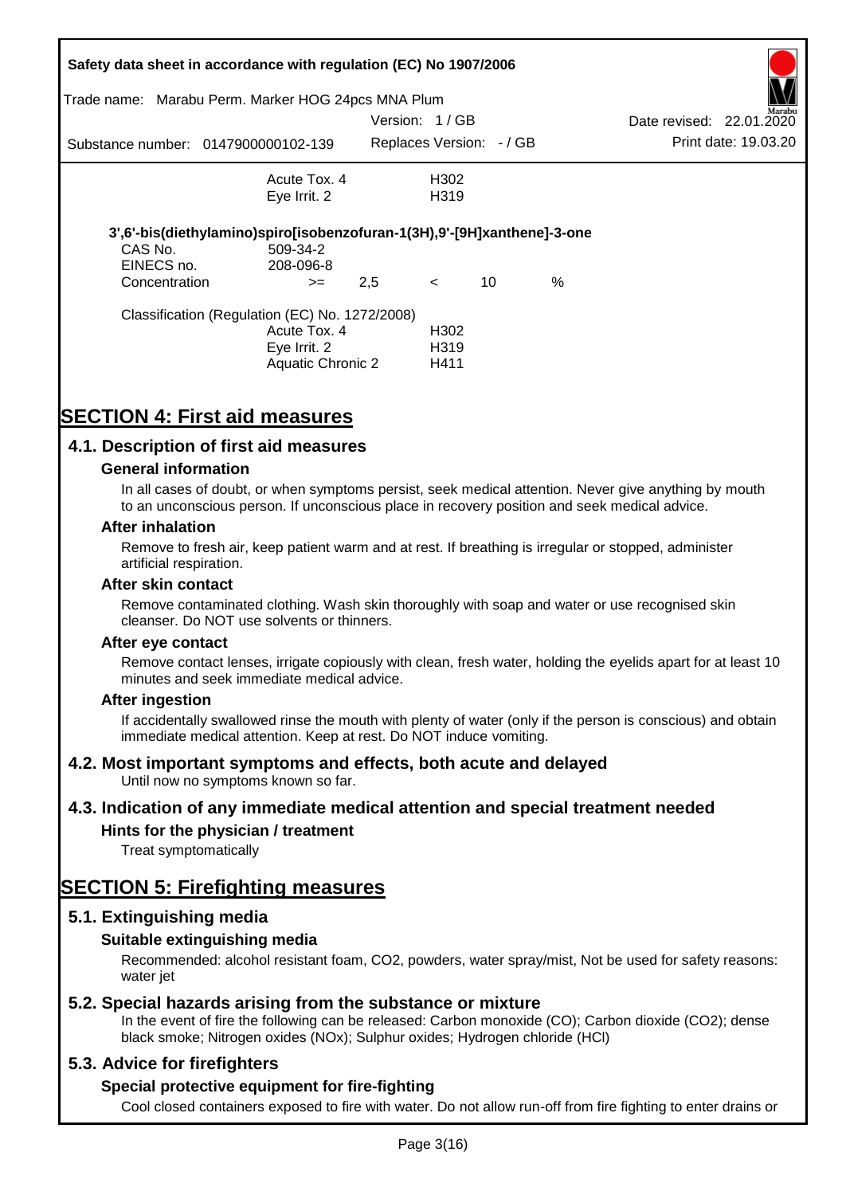| | | |
|---|---|---|
| | Acute Tox. 4 | H302 |
| | Eye Irrit. 2 | H319 |

**3',6'-bis(diethylamino)spiro[isobenzofuran-1(3H),9'-[9H]xanthene]-3-one**

| | | | | | |
|---|---|---|---|---|---|
| CAS No. | 509-34-2 | | | | |
| EINECS no. | 208-096-8 | | | | |
| Concentration | >= | 2,5 | < | 10 | % |

Classification (Regulation (EC) No. 1272/2008)

| | |
|---|---|
| Acute Tox. 4 | H302 |
| Eye Irrit. 2 | H319 |
| Aquatic Chronic 2 | H411 |

# SECTION 4: First aid measures

## 4.1. Description of first aid measures

### General information

In all cases of doubt, or when symptoms persist, seek medical attention. Never give anything by mouth to an unconscious person. If unconscious place in recovery position and seek medical advice.

### After inhalation

Remove to fresh air, keep patient warm and at rest. If breathing is irregular or stopped, administer artificial respiration.

### After skin contact

Remove contaminated clothing. Wash skin thoroughly with soap and water or use recognised skin cleanser. Do NOT use solvents or thinners.

### After eye contact

Remove contact lenses, irrigate copiously with clean, fresh water, holding the eyelids apart for at least 10 minutes and seek immediate medical advice.

### After ingestion

If accidentally swallowed rinse the mouth with plenty of water (only if the person is conscious) and obtain immediate medical attention. Keep at rest. Do NOT induce vomiting.

## 4.2. Most important symptoms and effects, both acute and delayed

Until now no symptoms known so far.

## 4.3. Indication of any immediate medical attention and special treatment needed

### Hints for the physician / treatment

Treat symptomatically

# SECTION 5: Firefighting measures

## 5.1. Extinguishing media

### Suitable extinguishing media

Recommended: alcohol resistant foam, $CO_2$, powders, water spray/mist, Not be used for safety reasons: water jet

## 5.2. Special hazards arising from the substance or mixture

In the event of fire the following can be released: Carbon monoxide (CO); Carbon dioxide ($CO_2$); dense black smoke; Nitrogen oxides ($NO_x$); Sulphur oxides; Hydrogen chloride (HCl)

## 5.3. Advice for firefighters

### Special protective equipment for fire-fighting

Cool closed containers exposed to fire with water. Do not allow run-off from fire fighting to enter drains or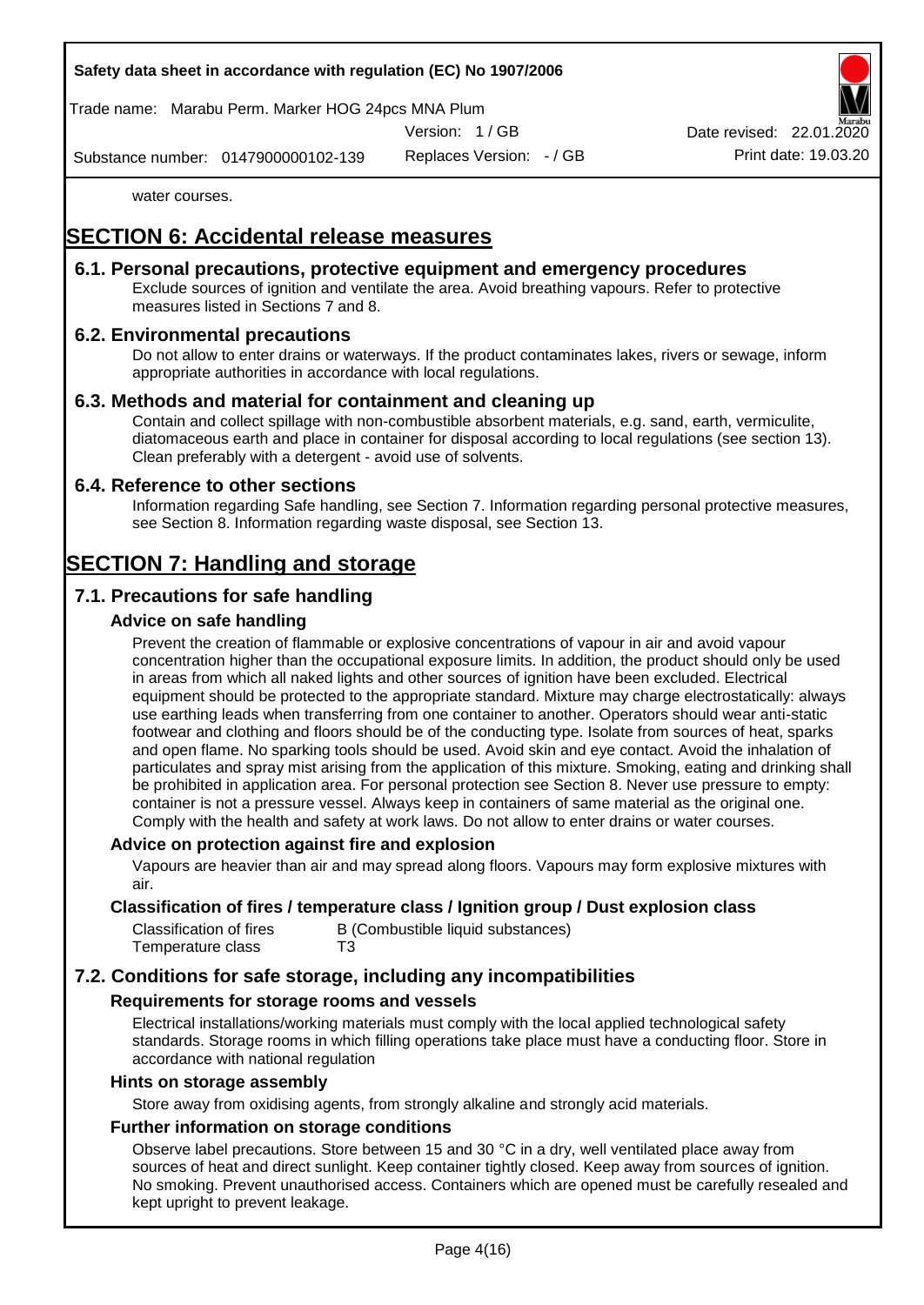water courses.

# SECTION 6: Accidental release measures

## 6.1. Personal precautions, protective equipment and emergency procedures

Exclude sources of ignition and ventilate the area. Avoid breathing vapours. Refer to protective measures listed in Sections 7 and 8.

## 6.2. Environmental precautions

Do not allow to enter drains or waterways. If the product contaminates lakes, rivers or sewage, inform appropriate authorities in accordance with local regulations.

## 6.3. Methods and material for containment and cleaning up

Contain and collect spillage with non-combustible absorbent materials, e.g. sand, earth, vermiculite, diatomaceous earth and place in container for disposal according to local regulations (see section 13). Clean preferably with a detergent - avoid use of solvents.

## 6.4. Reference to other sections

Information regarding Safe handling, see Section 7. Information regarding personal protective measures, see Section 8. Information regarding waste disposal, see Section 13.

# SECTION 7: Handling and storage

## 7.1. Precautions for safe handling

### Advice on safe handling

Prevent the creation of flammable or explosive concentrations of vapour in air and avoid vapour concentration higher than the occupational exposure limits. In addition, the product should only be used in areas from which all naked lights and other sources of ignition have been excluded. Electrical equipment should be protected to the appropriate standard. Mixture may charge electrostatically: always use earthing leads when transferring from one container to another. Operators should wear anti-static footwear and clothing and floors should be of the conducting type. Isolate from sources of heat, sparks and open flame. No sparking tools should be used. Avoid skin and eye contact. Avoid the inhalation of particulates and spray mist arising from the application of this mixture. Smoking, eating and drinking shall be prohibited in application area. For personal protection see Section 8. Never use pressure to empty: container is not a pressure vessel. Always keep in containers of same material as the original one. Comply with the health and safety at work laws. Do not allow to enter drains or water courses.

### Advice on protection against fire and explosion

Vapours are heavier than air and may spread along floors. Vapours may form explosive mixtures with air.

### Classification of fires / temperature class / Ignition group / Dust explosion class

| | |
|---|---|
| Classification of fires | B (Combustible liquid substances) |
| Temperature class | T3 |

## 7.2. Conditions for safe storage, including any incompatibilities

### Requirements for storage rooms and vessels

Electrical installations/working materials must comply with the local applied technological safety standards. Storage rooms in which filling operations take place must have a conducting floor. Store in accordance with national regulation

### Hints on storage assembly

Store away from oxidising agents, from strongly alkaline and strongly acid materials.

### Further information on storage conditions

Observe label precautions. Store between 15 and 30 °C in a dry, well ventilated place away from sources of heat and direct sunlight. Keep container tightly closed. Keep away from sources of ignition. No smoking. Prevent unauthorised access. Containers which are opened must be carefully resealed and kept upright to prevent leakage.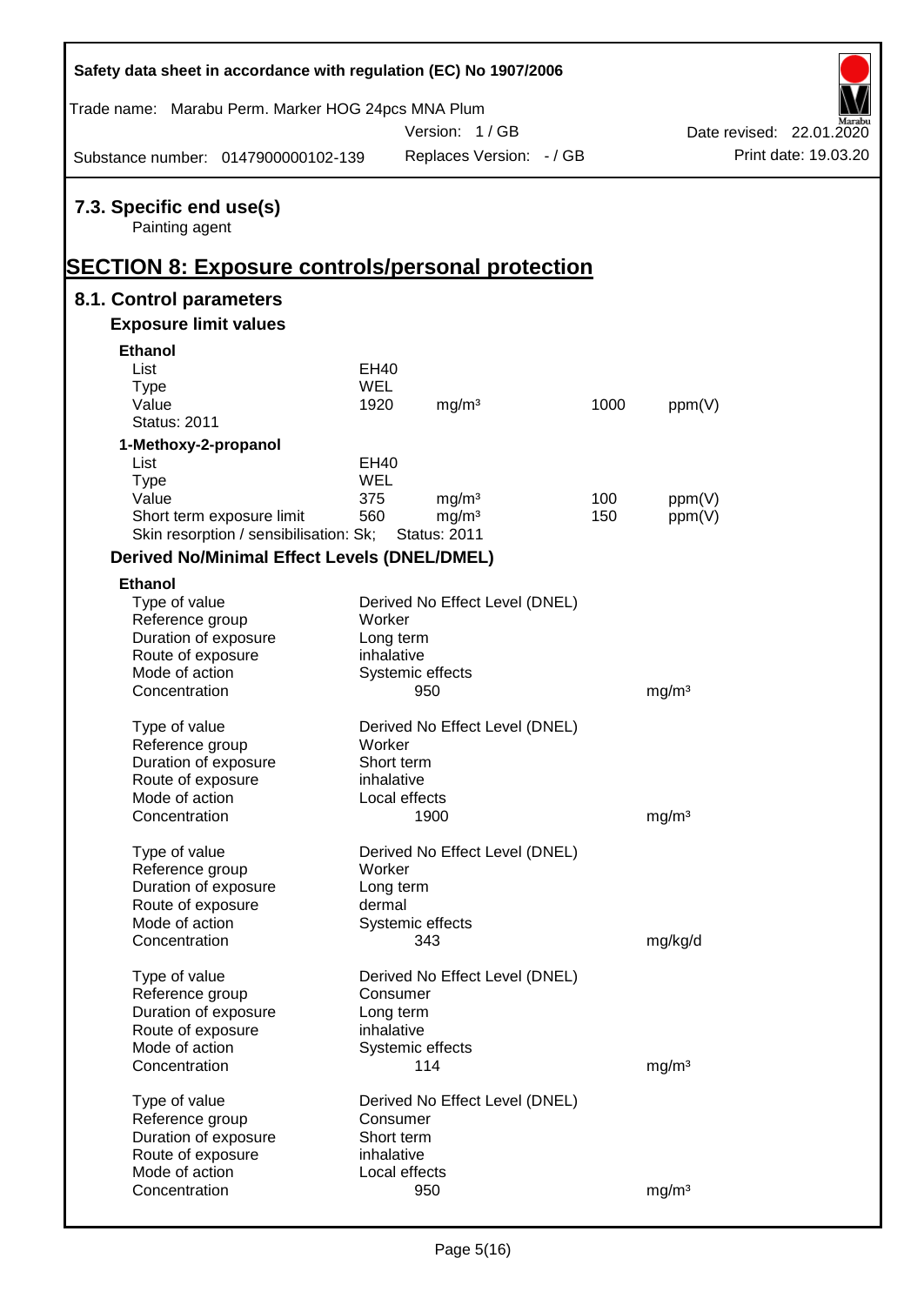### 7.3. Specific end use(s)

Painting agent

## SECTION 8: Exposure controls/personal protection

### 8.1. Control parameters

#### Exposure limit values

**Ethanol**

| | | | | |
|---|---|---|---|---|
| List | EH40 | | | |
| Type | WEL | | | |
| Value | 1920 | mg/m³ | 1000 | ppm(V) |
| Status: 2011 | | | | |

**1-Methoxy-2-propanol**

| | | | | |
|---|---|---|---|---|
| List | EH40 | | | |
| Type | WEL | | | |
| Value | 375 | mg/m³ | 100 | ppm(V) |
| Short term exposure limit | 560 | mg/m³ | 150 | ppm(V) |
| Skin resorption / sensibilisation: Sk; | Status: 2011 | | | |

#### Derived No/Minimal Effect Levels (DNEL/DMEL)

**Ethanol**

| | | |
|---|---|---|
| Type of value | Derived No Effect Level (DNEL) | |
| Reference group | Worker | |
| Duration of exposure | Long term | |
| Route of exposure | inhalative | |
| Mode of action | Systemic effects | |
| Concentration | 950 | mg/m³ |

| | | |
|---|---|---|
| Type of value | Derived No Effect Level (DNEL) | |
| Reference group | Worker | |
| Duration of exposure | Short term | |
| Route of exposure | inhalative | |
| Mode of action | Local effects | |
| Concentration | 1900 | mg/m³ |

| | | |
|---|---|---|
| Type of value | Derived No Effect Level (DNEL) | |
| Reference group | Worker | |
| Duration of exposure | Long term | |
| Route of exposure | dermal | |
| Mode of action | Systemic effects | |
| Concentration | 343 | mg/kg/d |

| | | |
|---|---|---|
| Type of value | Derived No Effect Level (DNEL) | |
| Reference group | Consumer | |
| Duration of exposure | Long term | |
| Route of exposure | inhalative | |
| Mode of action | Systemic effects | |
| Concentration | 114 | mg/m³ |

| | | |
|---|---|---|
| Type of value | Derived No Effect Level (DNEL) | |
| Reference group | Consumer | |
| Duration of exposure | Short term | |
| Route of exposure | inhalative | |
| Mode of action | Local effects | |
| Concentration | 950 | mg/m³ |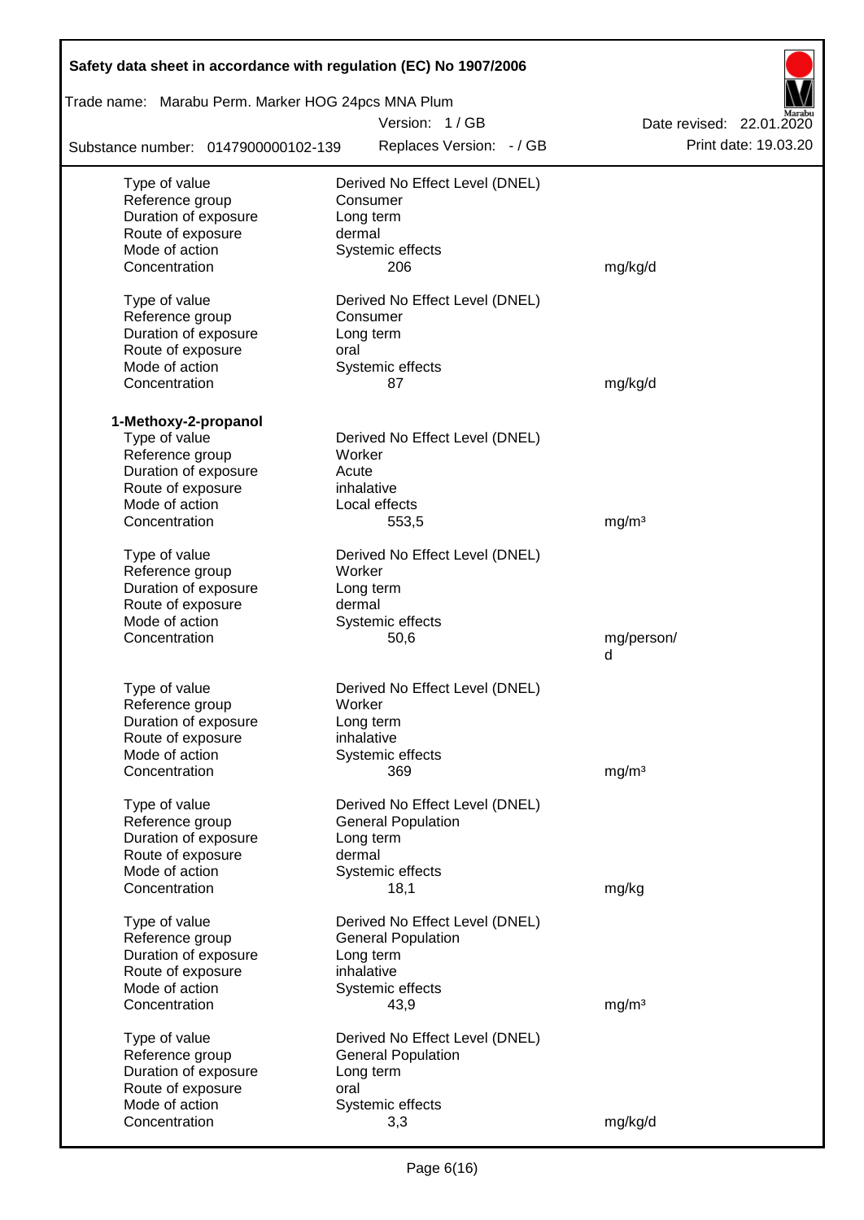| | | |
|---|---|---|
| Type of value | Derived No Effect Level (DNEL) | |
| Reference group | Consumer | |
| Duration of exposure | Long term | |
| Route of exposure | dermal | |
| Mode of action | Systemic effects | |
| Concentration | 206 | mg/kg/d |
| | | |
| Type of value | Derived No Effect Level (DNEL) | |
| Reference group | Consumer | |
| Duration of exposure | Long term | |
| Route of exposure | oral | |
| Mode of action | Systemic effects | |
| Concentration | 87 | mg/kg/d |

**1-Methoxy-2-propanol**

| | | |
|---|---|---|
| Type of value | Derived No Effect Level (DNEL) | |
| Reference group | Worker | |
| Duration of exposure | Acute | |
| Route of exposure | inhalative | |
| Mode of action | Local effects | |
| Concentration | 553,5 | mg/m³ |
| | | |
| Type of value | Derived No Effect Level (DNEL) | |
| Reference group | Worker | |
| Duration of exposure | Long term | |
| Route of exposure | dermal | |
| Mode of action | Systemic effects | |
| Concentration | 50,6 | mg/person/d |
| | | |
| Type of value | Derived No Effect Level (DNEL) | |
| Reference group | Worker | |
| Duration of exposure | Long term | |
| Route of exposure | inhalative | |
| Mode of action | Systemic effects | |
| Concentration | 369 | mg/m³ |
| | | |
| Type of value | Derived No Effect Level (DNEL) | |
| Reference group | General Population | |
| Duration of exposure | Long term | |
| Route of exposure | dermal | |
| Mode of action | Systemic effects | |
| Concentration | 18,1 | mg/kg |
| | | |
| Type of value | Derived No Effect Level (DNEL) | |
| Reference group | General Population | |
| Duration of exposure | Long term | |
| Route of exposure | inhalative | |
| Mode of action | Systemic effects | |
| Concentration | 43,9 | mg/m³ |
| | | |
| Type of value | Derived No Effect Level (DNEL) | |
| Reference group | General Population | |
| Duration of exposure | Long term | |
| Route of exposure | oral | |
| Mode of action | Systemic effects | |
| Concentration | 3,3 | mg/kg/d |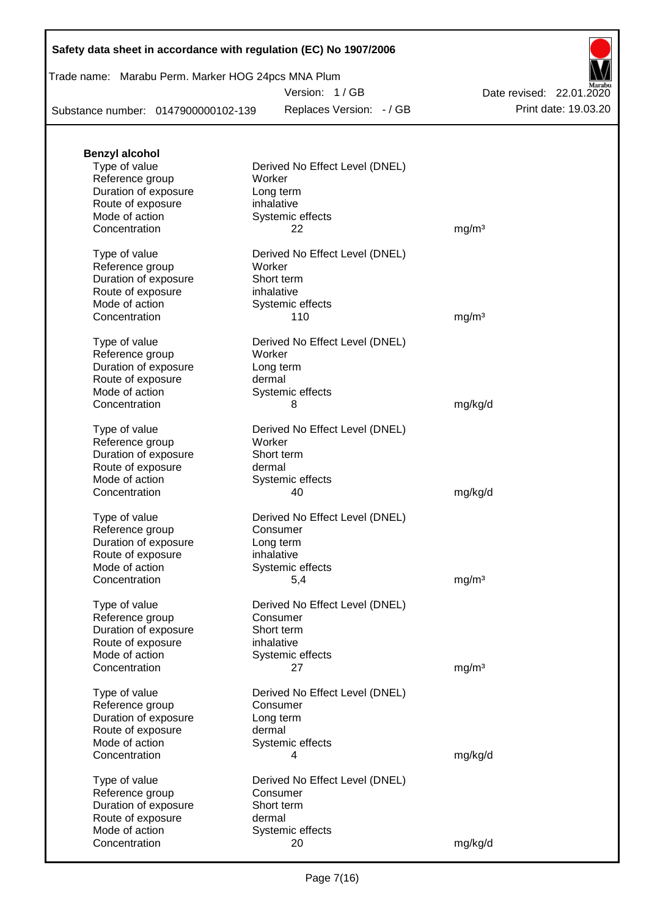**Benzyl alcohol**

| | | |
|---|---|---|
| Type of value | Derived No Effect Level (DNEL) | |
| Reference group | Worker | |
| Duration of exposure | Long term | |
| Route of exposure | inhalative | |
| Mode of action | Systemic effects | |
| Concentration | 22 | mg/m³ |

| | | |
|---|---|---|
| Type of value | Derived No Effect Level (DNEL) | |
| Reference group | Worker | |
| Duration of exposure | Short term | |
| Route of exposure | inhalative | |
| Mode of action | Systemic effects | |
| Concentration | 110 | mg/m³ |

| | | |
|---|---|---|
| Type of value | Derived No Effect Level (DNEL) | |
| Reference group | Worker | |
| Duration of exposure | Long term | |
| Route of exposure | dermal | |
| Mode of action | Systemic effects | |
| Concentration | 8 | mg/kg/d |

| | | |
|---|---|---|
| Type of value | Derived No Effect Level (DNEL) | |
| Reference group | Worker | |
| Duration of exposure | Short term | |
| Route of exposure | dermal | |
| Mode of action | Systemic effects | |
| Concentration | 40 | mg/kg/d |

| | | |
|---|---|---|
| Type of value | Derived No Effect Level (DNEL) | |
| Reference group | Consumer | |
| Duration of exposure | Long term | |
| Route of exposure | inhalative | |
| Mode of action | Systemic effects | |
| Concentration | 5,4 | mg/m³ |

| | | |
|---|---|---|
| Type of value | Derived No Effect Level (DNEL) | |
| Reference group | Consumer | |
| Duration of exposure | Short term | |
| Route of exposure | inhalative | |
| Mode of action | Systemic effects | |
| Concentration | 27 | mg/m³ |

| | | |
|---|---|---|
| Type of value | Derived No Effect Level (DNEL) | |
| Reference group | Consumer | |
| Duration of exposure | Long term | |
| Route of exposure | dermal | |
| Mode of action | Systemic effects | |
| Concentration | 4 | mg/kg/d |

| | | |
|---|---|---|
| Type of value | Derived No Effect Level (DNEL) | |
| Reference group | Consumer | |
| Duration of exposure | Short term | |
| Route of exposure | dermal | |
| Mode of action | Systemic effects | |
| Concentration | 20 | mg/kg/d |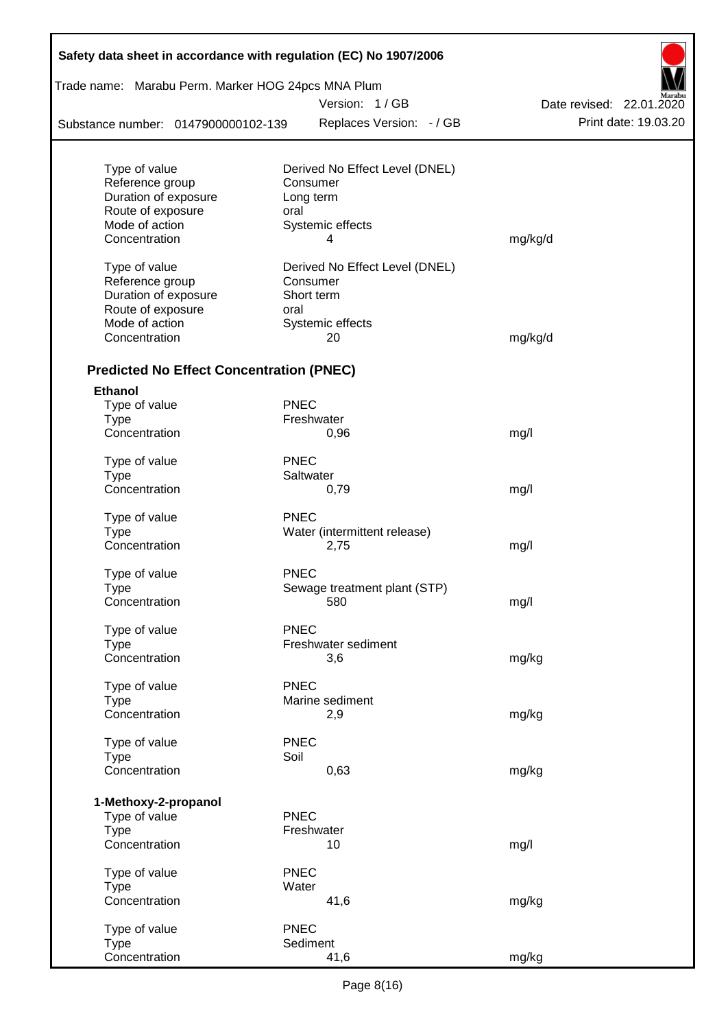| | | |
|---|---|---|
| Type of value | Derived No Effect Level (DNEL) | |
| Reference group | Consumer | |
| Duration of exposure | Long term | |
| Route of exposure | oral | |
| Mode of action | Systemic effects | |
| Concentration | 4 | mg/kg/d |

| | | |
|---|---|---|
| Type of value | Derived No Effect Level (DNEL) | |
| Reference group | Consumer | |
| Duration of exposure | Short term | |
| Route of exposure | oral | |
| Mode of action | Systemic effects | |
| Concentration | 20 | mg/kg/d |

## Predicted No Effect Concentration (PNEC)

**Ethanol**

| | | |
|---|---|---|
| Type of value | PNEC | |
| Type | Freshwater | |
| Concentration | 0,96 | mg/l |

| | | |
|---|---|---|
| Type of value | PNEC | |
| Type | Saltwater | |
| Concentration | 0,79 | mg/l |

| | | |
|---|---|---|
| Type of value | PNEC | |
| Type | Water (intermittent release) | |
| Concentration | 2,75 | mg/l |

| | | |
|---|---|---|
| Type of value | PNEC | |
| Type | Sewage treatment plant (STP) | |
| Concentration | 580 | mg/l |

| | | |
|---|---|---|
| Type of value | PNEC | |
| Type | Freshwater sediment | |
| Concentration | 3,6 | mg/kg |

| | | |
|---|---|---|
| Type of value | PNEC | |
| Type | Marine sediment | |
| Concentration | 2,9 | mg/kg |

| | | |
|---|---|---|
| Type of value | PNEC | |
| Type | Soil | |
| Concentration | 0,63 | mg/kg |

**1-Methoxy-2-propanol**

| | | |
|---|---|---|
| Type of value | PNEC | |
| Type | Freshwater | |
| Concentration | 10 | mg/l |

| | | |
|---|---|---|
| Type of value | PNEC | |
| Type | Water | |
| Concentration | 41,6 | mg/kg |

| | | |
|---|---|---|
| Type of value | PNEC | |
| Type | Sediment | |
| Concentration | 41,6 | mg/kg |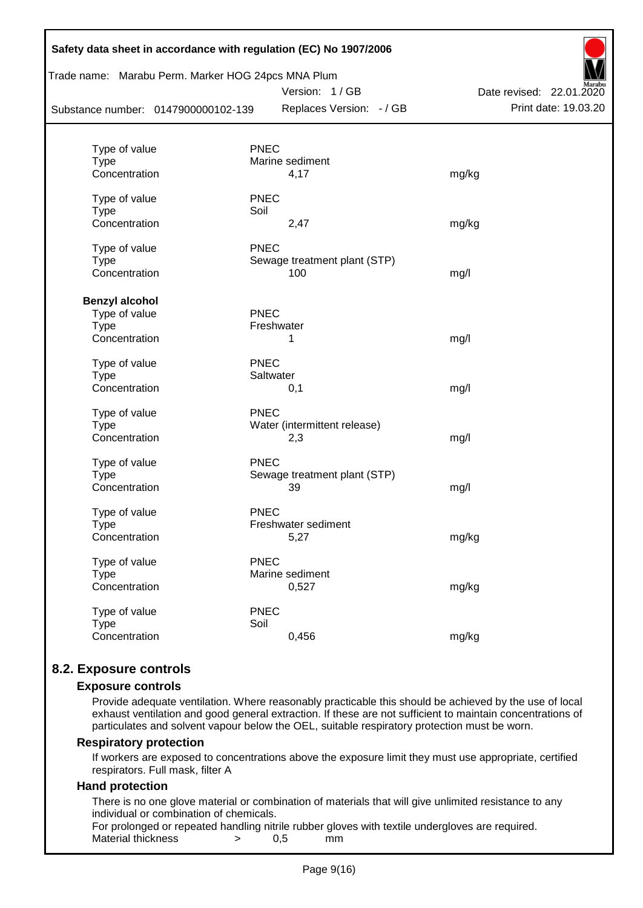| | | | |
|---|---|---|---|
| Type of value | PNEC | | |
| Type | Marine sediment | | |
| Concentration | 4,17 | mg/kg | |
| Type of value | PNEC | | |
| Type | Soil | | |
| Concentration | 2,47 | mg/kg | |
| Type of value | PNEC | | |
| Type | Sewage treatment plant (STP) | | |
| Concentration | 100 | mg/l | |

**Benzyl alcohol**

| | | |
|---|---|---|
| Type of value | PNEC | |
| Type | Freshwater | |
| Concentration | 1 | mg/l |
| Type of value | PNEC | |
| Type | Saltwater | |
| Concentration | 0,1 | mg/l |
| Type of value | PNEC | |
| Type | Water (intermittent release) | |
| Concentration | 2,3 | mg/l |
| Type of value | PNEC | |
| Type | Sewage treatment plant (STP) | |
| Concentration | 39 | mg/l |
| Type of value | PNEC | |
| Type | Freshwater sediment | |
| Concentration | 5,27 | mg/kg |
| Type of value | PNEC | |
| Type | Marine sediment | |
| Concentration | 0,527 | mg/kg |
| Type of value | PNEC | |
| Type | Soil | |
| Concentration | 0,456 | mg/kg |

## 8.2. Exposure controls

### Exposure controls

Provide adequate ventilation. Where reasonably practicable this should be achieved by the use of local exhaust ventilation and good general extraction. If these are not sufficient to maintain concentrations of particulates and solvent vapour below the OEL, suitable respiratory protection must be worn.

### Respiratory protection

If workers are exposed to concentrations above the exposure limit they must use appropriate, certified respirators. Full mask, filter A

### Hand protection

There is no one glove material or combination of materials that will give unlimited resistance to any individual or combination of chemicals.

For prolonged or repeated handling nitrile rubber gloves with textile undergloves are required.

Material thickness > 0,5 mm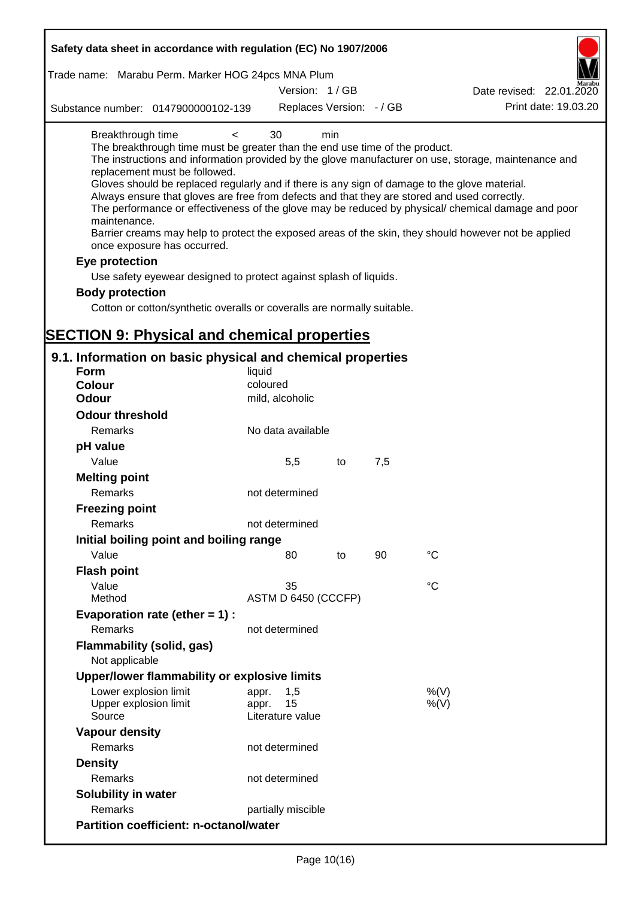Breakthrough time < 30 min

The breakthrough time must be greater than the end use time of the product.

The instructions and information provided by the glove manufacturer on use, storage, maintenance and replacement must be followed.

Gloves should be replaced regularly and if there is any sign of damage to the glove material.

Always ensure that gloves are free from defects and that they are stored and used correctly.

The performance or effectiveness of the glove may be reduced by physical/ chemical damage and poor maintenance.

Barrier creams may help to protect the exposed areas of the skin, they should however not be applied once exposure has occurred.

**Eye protection**

Use safety eyewear designed to protect against splash of liquids.

**Body protection**

Cotton or cotton/synthetic overalls or coveralls are normally suitable.

# SECTION 9: Physical and chemical properties

## 9.1. Information on basic physical and chemical properties

| | | | | |
|---|---|---|---|---|
| **Form** | liquid | | | |
| **Colour** | coloured | | | |
| **Odour** | mild, alcoholic | | | |
| **Odour threshold** | | | | |
| Remarks | No data available | | | |
| **pH value** | | | | |
| Value | 5,5 | to | 7,5 | |
| **Melting point** | | | | |
| Remarks | not determined | | | |
| **Freezing point** | | | | |
| Remarks | not determined | | | |
| **Initial boiling point and boiling range** | | | | |
| Value | 80 | to | 90 | °C |
| **Flash point** | | | | |
| Value | 35 | | | °C |
| Method | ASTM D 6450 (CCCFP) | | | |
| **Evaporation rate (ether = 1) :** | | | | |
| Remarks | not determined | | | |
| **Flammability (solid, gas)** | | | | |
| Not applicable | | | | |
| **Upper/lower flammability or explosive limits** | | | | |
| Lower explosion limit | appr. 1,5 | | | %(V) |
| Upper explosion limit | appr. 15 | | | %(V) |
| Source | Literature value | | | |
| **Vapour density** | | | | |
| Remarks | not determined | | | |
| **Density** | | | | |
| Remarks | not determined | | | |
| **Solubility in water** | | | | |
| Remarks | partially miscible | | | |
| **Partition coefficient: n-octanol/water** | | | | |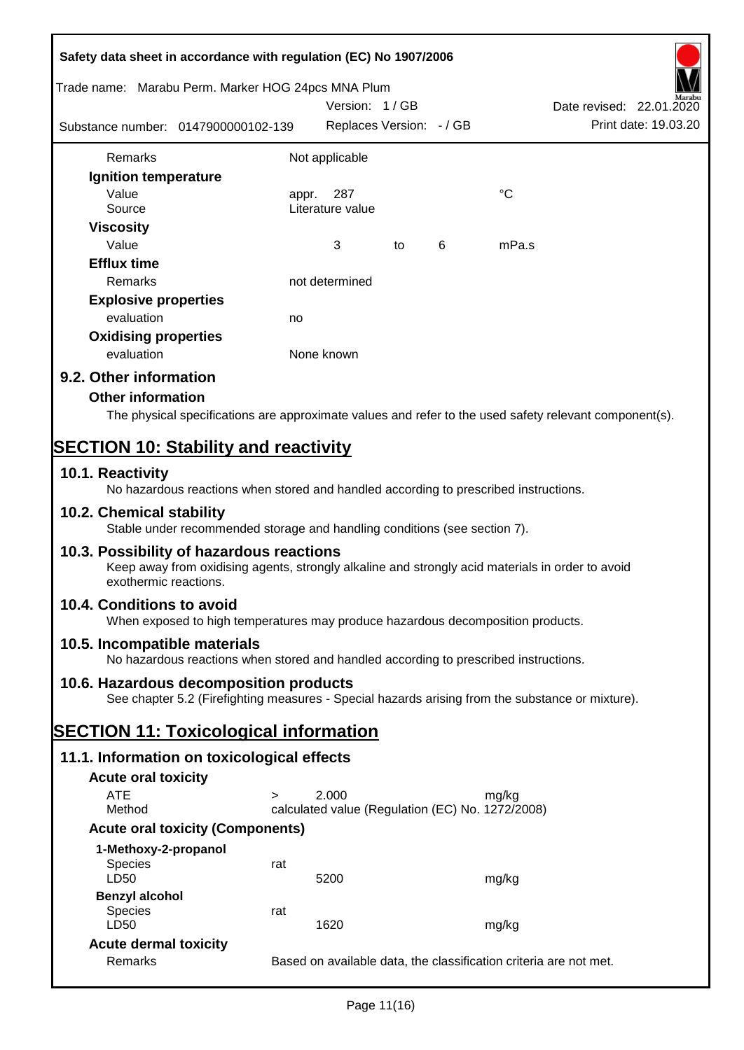| | | | | |
|---|---|---|---|---|
| Remarks | Not applicable | | | |
| **Ignition temperature** | | | | |
| Value | appr. 287 | | | °C |
| Source | Literature value | | | |
| **Viscosity** | | | | |
| Value | 3 | to | 6 | mPa.s |
| **Efflux time** | | | | |
| Remarks | not determined | | | |
| **Explosive properties** | | | | |
| evaluation | no | | | |
| **Oxidising properties** | | | | |
| evaluation | None known | | | |

## 9.2. Other information

### Other information

The physical specifications are approximate values and refer to the used safety relevant component(s).

# SECTION 10: Stability and reactivity

## 10.1. Reactivity

No hazardous reactions when stored and handled according to prescribed instructions.

## 10.2. Chemical stability

Stable under recommended storage and handling conditions (see section 7).

## 10.3. Possibility of hazardous reactions

Keep away from oxidising agents, strongly alkaline and strongly acid materials in order to avoid exothermic reactions.

## 10.4. Conditions to avoid

When exposed to high temperatures may produce hazardous decomposition products.

## 10.5. Incompatible materials

No hazardous reactions when stored and handled according to prescribed instructions.

## 10.6. Hazardous decomposition products

See chapter 5.2 (Firefighting measures - Special hazards arising from the substance or mixture).

# SECTION 11: Toxicological information

## 11.1. Information on toxicological effects

### Acute oral toxicity

| | | | |
|---|---|---|---|
| ATE | > | 2.000 | mg/kg |
| Method | calculated value (Regulation (EC) No. 1272/2008) | | |

### Acute oral toxicity (Components)

| | | | |
|---|---|---|---|
| **1-Methoxy-2-propanol** | | | |
| Species | rat | | |
| LD50 | | 5200 | mg/kg |
| **Benzyl alcohol** | | | |
| Species | rat | | |
| LD50 | | 1620 | mg/kg |

### Acute dermal toxicity

| | |
|---|---|
| Remarks | Based on available data, the classification criteria are not met. |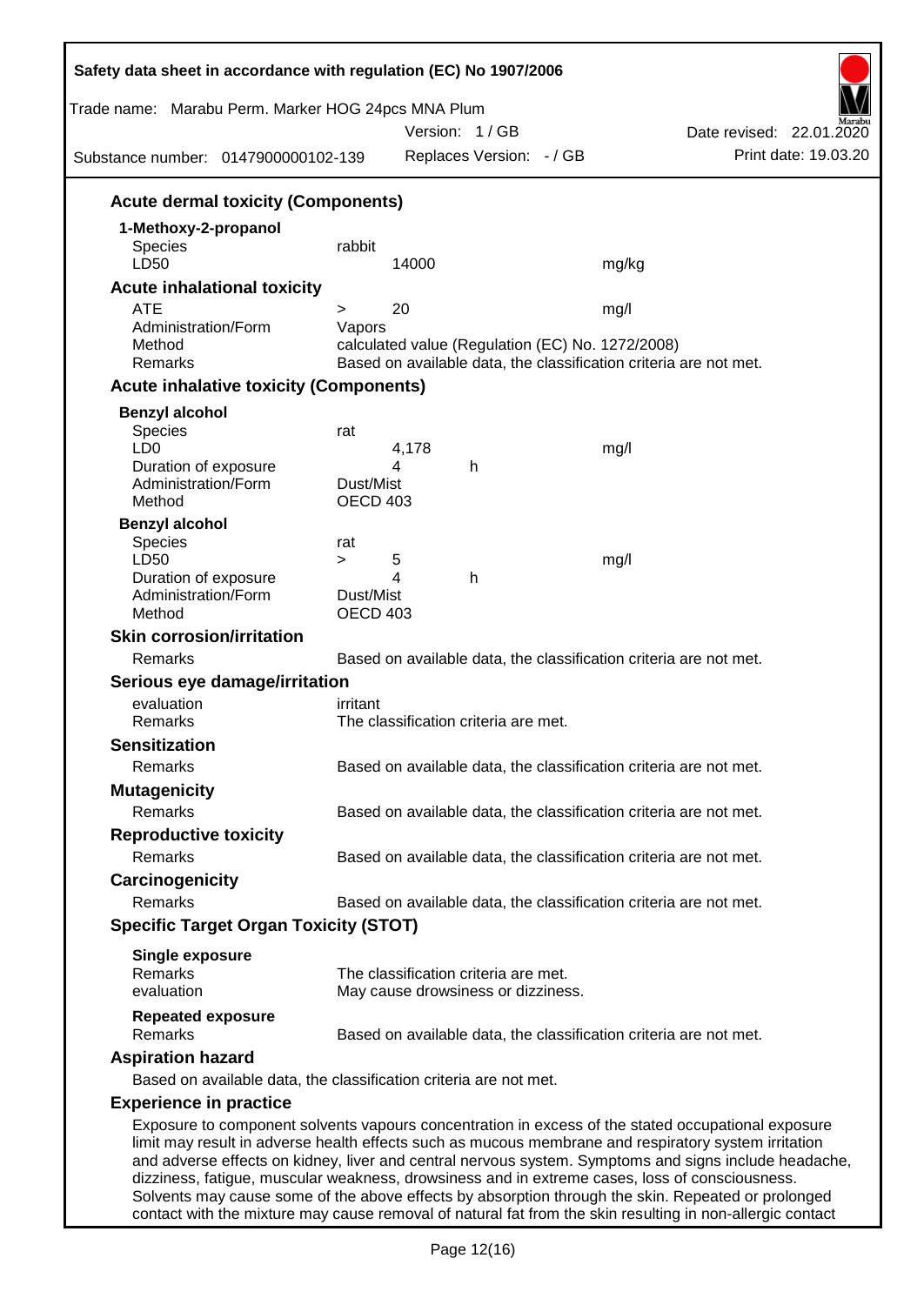### Acute dermal toxicity (Components)

**1-Methoxy-2-propanol**

| | | |
|---|---|---|
| Species | rabbit | |
| LD50 | 14000 | mg/kg |

### Acute inhalational toxicity

| | | |
|---|---|---|
| ATE | > 20 | mg/l |
| Administration/Form | Vapors | |
| Method | calculated value (Regulation (EC) No. 1272/2008) | |
| Remarks | Based on available data, the classification criteria are not met. | |

### Acute inhalative toxicity (Components)

**Benzyl alcohol**

| | | | |
|---|---|---|---|
| Species | rat | | |
| LD0 | 4,178 | | mg/l |
| Duration of exposure | 4 | h | |
| Administration/Form | Dust/Mist | | |
| Method | OECD 403 | | |

**Benzyl alcohol**

| | | | |
|---|---|---|---|
| Species | rat | | |
| LD50 | > 5 | | mg/l |
| Duration of exposure | 4 | h | |
| Administration/Form | Dust/Mist | | |
| Method | OECD 403 | | |

### Skin corrosion/irritation

Remarks: Based on available data, the classification criteria are not met.

### Serious eye damage/irritation

evaluation: irritant
Remarks: The classification criteria are met.

### Sensitization

Remarks: Based on available data, the classification criteria are not met.

### Mutagenicity

Remarks: Based on available data, the classification criteria are not met.

### Reproductive toxicity

Remarks: Based on available data, the classification criteria are not met.

### Carcinogenicity

Remarks: Based on available data, the classification criteria are not met.

### Specific Target Organ Toxicity (STOT)

**Single exposure**

Remarks: The classification criteria are met.
evaluation: May cause drowsiness or dizziness.

**Repeated exposure**

Remarks: Based on available data, the classification criteria are not met.

### Aspiration hazard

Based on available data, the classification criteria are not met.

### Experience in practice

Exposure to component solvents vapours concentration in excess of the stated occupational exposure limit may result in adverse health effects such as mucous membrane and respiratory system irritation and adverse effects on kidney, liver and central nervous system. Symptoms and signs include headache, dizziness, fatigue, muscular weakness, drowsiness and in extreme cases, loss of consciousness. Solvents may cause some of the above effects by absorption through the skin. Repeated or prolonged contact with the mixture may cause removal of natural fat from the skin resulting in non-allergic contact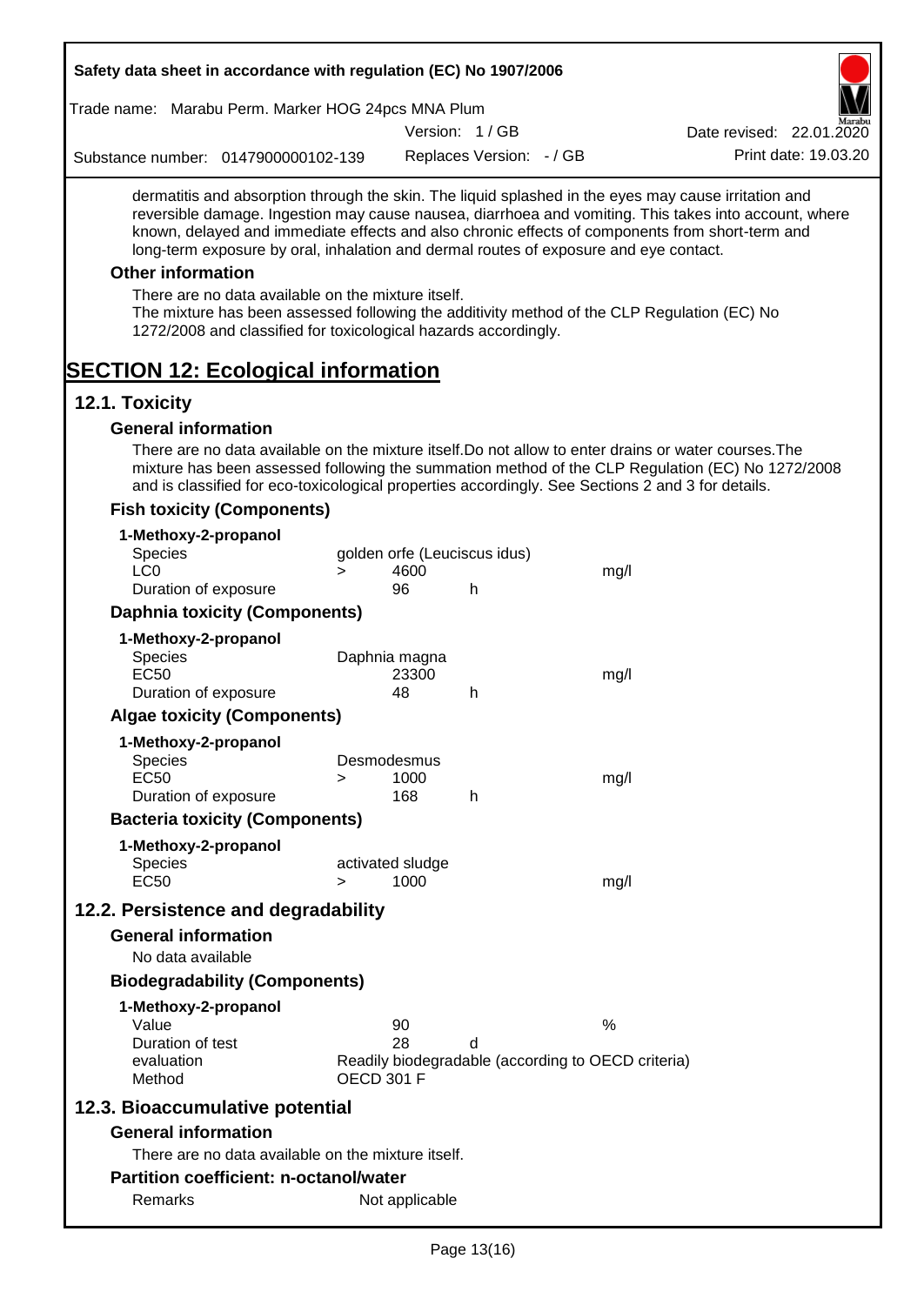dermatitis and absorption through the skin. The liquid splashed in the eyes may cause irritation and reversible damage. Ingestion may cause nausea, diarrhoea and vomiting. This takes into account, where known, delayed and immediate effects and also chronic effects of components from short-term and long-term exposure by oral, inhalation and dermal routes of exposure and eye contact.

### Other information

There are no data available on the mixture itself.
The mixture has been assessed following the additivity method of the CLP Regulation (EC) No 1272/2008 and classified for toxicological hazards accordingly.

# SECTION 12: Ecological information

## 12.1. Toxicity

### General information

There are no data available on the mixture itself.Do not allow to enter drains or water courses.The mixture has been assessed following the summation method of the CLP Regulation (EC) No 1272/2008 and is classified for eco-toxicological properties accordingly. See Sections 2 and 3 for details.

### Fish toxicity (Components)

**1-Methoxy-2-propanol**

| | | | | |
|---|---|---|---|---|
| Species | golden orfe (Leuciscus idus) | | | |
| LC0 | > | 4600 | | mg/l |
| Duration of exposure | | 96 | h | |

### Daphnia toxicity (Components)

**1-Methoxy-2-propanol**

| | | | | |
|---|---|---|---|---|
| Species | Daphnia magna | | | |
| EC50 | | 23300 | | mg/l |
| Duration of exposure | | 48 | h | |

### Algae toxicity (Components)

**1-Methoxy-2-propanol**

| | | | | |
|---|---|---|---|---|
| Species | Desmodesmus | | | |
| EC50 | > | 1000 | | mg/l |
| Duration of exposure | | 168 | h | |

### Bacteria toxicity (Components)

**1-Methoxy-2-propanol**

| | | | | |
|---|---|---|---|---|
| Species | activated sludge | | | |
| EC50 | > | 1000 | | mg/l |

## 12.2. Persistence and degradability

### General information

No data available

### Biodegradability (Components)

**1-Methoxy-2-propanol**

| | | | |
|---|---|---|---|
| Value | 90 | | % |
| Duration of test | 28 | d | |
| evaluation | Readily biodegradable (according to OECD criteria) | | |
| Method | OECD 301 F | | |

## 12.3. Bioaccumulative potential

### General information

There are no data available on the mixture itself.

### Partition coefficient: n-octanol/water

| | |
|---|---|
| Remarks | Not applicable |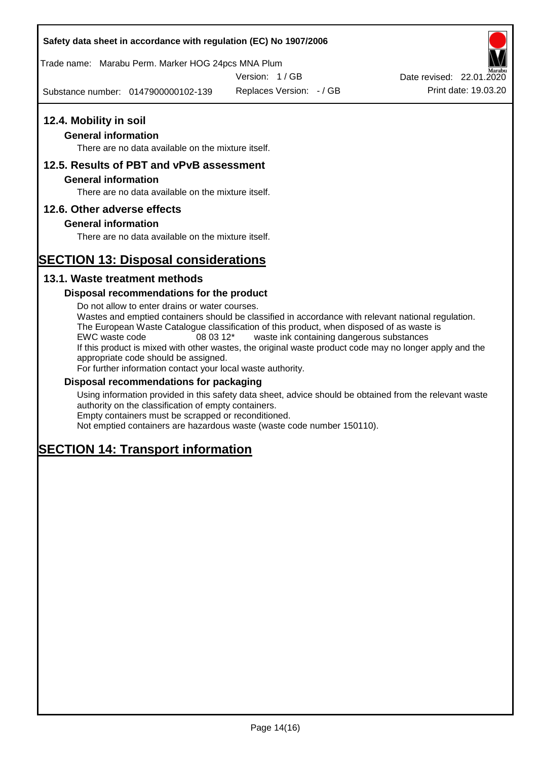## 12.4. Mobility in soil

### General information

There are no data available on the mixture itself.

## 12.5. Results of PBT and vPvB assessment

### General information

There are no data available on the mixture itself.

## 12.6. Other adverse effects

### General information

There are no data available on the mixture itself.

# SECTION 13: Disposal considerations

## 13.1. Waste treatment methods

### Disposal recommendations for the product

Do not allow to enter drains or water courses.
Wastes and emptied containers should be classified in accordance with relevant national regulation.
The European Waste Catalogue classification of this product, when disposed of as waste is

| EWC waste code | 08 03 12* | waste ink containing dangerous substances |
|---|---|---|

If this product is mixed with other wastes, the original waste product code may no longer apply and the appropriate code should be assigned.
For further information contact your local waste authority.

### Disposal recommendations for packaging

Using information provided in this safety data sheet, advice should be obtained from the relevant waste authority on the classification of empty containers.
Empty containers must be scrapped or reconditioned.
Not emptied containers are hazardous waste (waste code number 150110).

# SECTION 14: Transport information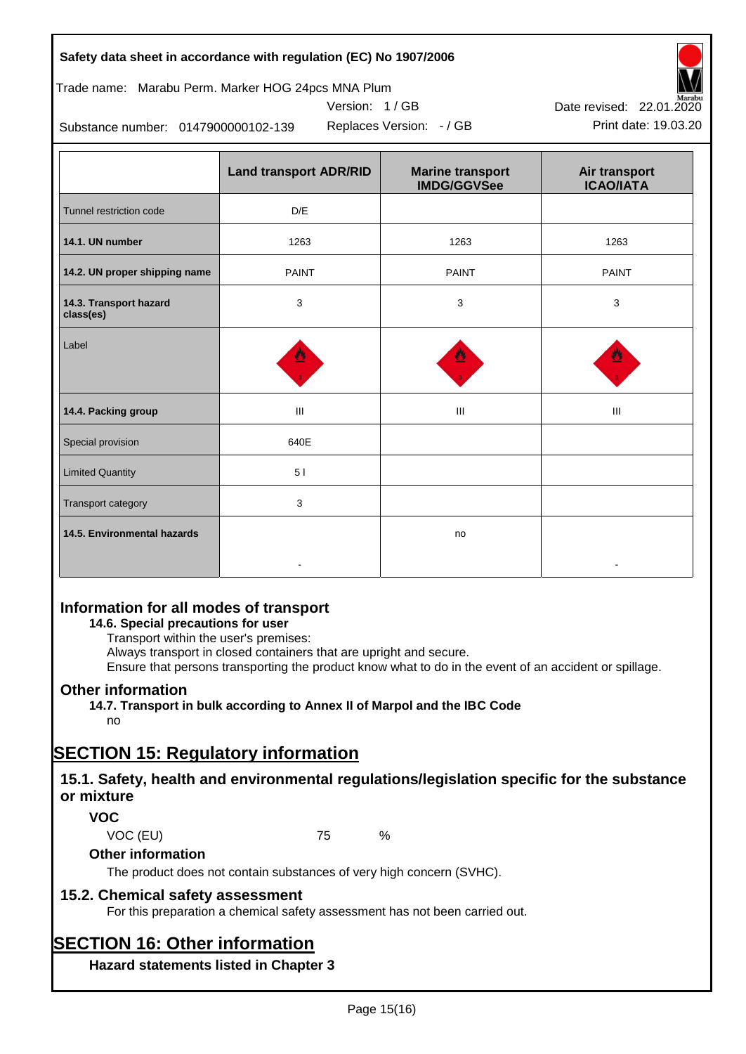|  | Land transport ADR/RID | Marine transport IMDG/GGVSee | Air transport ICAO/IATA |
|---|---|---|---|
| Tunnel restriction code | D/E |  |  |
| **14.1. UN number** | 1263 | 1263 | 1263 |
| **14.2. UN proper shipping name** | PAINT | PAINT | PAINT |
| **14.3. Transport hazard class(es)** | 3 | 3 | 3 |
| Label |  |  |  |
| **14.4. Packing group** | III | III | III |
| Special provision | 640E |  |  |
| Limited Quantity | 5 l |  |  |
| Transport category | 3 |  |  |
| **14.5. Environmental hazards** | - | no | - |

## Information for all modes of transport

**14.6. Special precautions for user**

Transport within the user's premises:
Always transport in closed containers that are upright and secure.
Ensure that persons transporting the product know what to do in the event of an accident or spillage.

## Other information

**14.7. Transport in bulk according to Annex II of Marpol and the IBC Code**

no

# SECTION 15: Regulatory information

## 15.1. Safety, health and environmental regulations/legislation specific for the substance or mixture

### VOC

VOC (EU) 75 %

### Other information

The product does not contain substances of very high concern (SVHC).

## 15.2. Chemical safety assessment

For this preparation a chemical safety assessment has not been carried out.

# SECTION 16: Other information

### Hazard statements listed in Chapter 3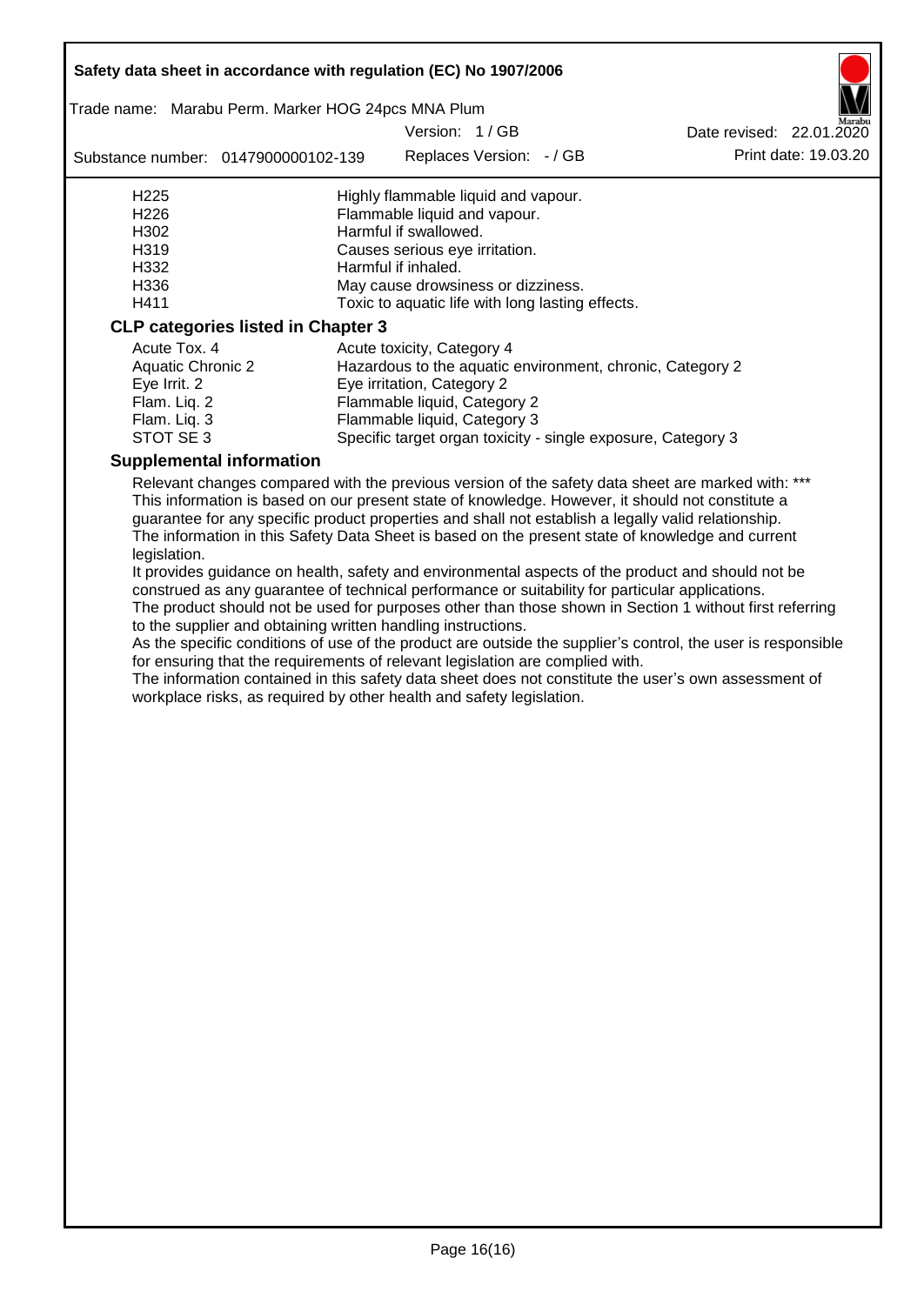| | |
|---|---|
| H225 | Highly flammable liquid and vapour. |
| H226 | Flammable liquid and vapour. |
| H302 | Harmful if swallowed. |
| H319 | Causes serious eye irritation. |
| H332 | Harmful if inhaled. |
| H336 | May cause drowsiness or dizziness. |
| H411 | Toxic to aquatic life with long lasting effects. |

## CLP categories listed in Chapter 3

| | |
|---|---|
| Acute Tox. 4 | Acute toxicity, Category 4 |
| Aquatic Chronic 2 | Hazardous to the aquatic environment, chronic, Category 2 |
| Eye Irrit. 2 | Eye irritation, Category 2 |
| Flam. Liq. 2 | Flammable liquid, Category 2 |
| Flam. Liq. 3 | Flammable liquid, Category 3 |
| STOT SE 3 | Specific target organ toxicity - single exposure, Category 3 |

## Supplemental information

Relevant changes compared with the previous version of the safety data sheet are marked with: ***
This information is based on our present state of knowledge. However, it should not constitute a guarantee for any specific product properties and shall not establish a legally valid relationship.
The information in this Safety Data Sheet is based on the present state of knowledge and current legislation.
It provides guidance on health, safety and environmental aspects of the product and should not be construed as any guarantee of technical performance or suitability for particular applications.
The product should not be used for purposes other than those shown in Section 1 without first referring to the supplier and obtaining written handling instructions.
As the specific conditions of use of the product are outside the supplier's control, the user is responsible for ensuring that the requirements of relevant legislation are complied with.
The information contained in this safety data sheet does not constitute the user's own assessment of workplace risks, as required by other health and safety legislation.